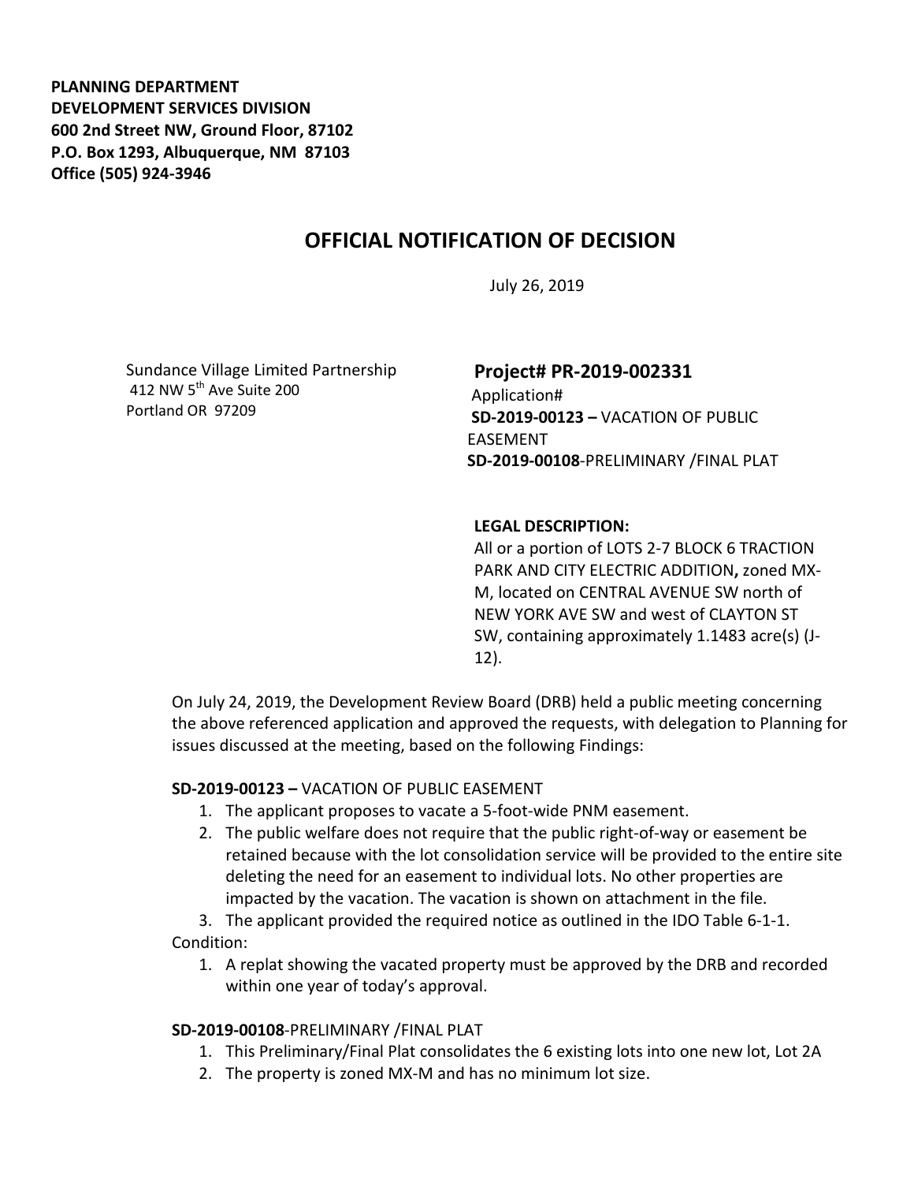**PLANNING DEPARTMENT**
**DEVELOPMENT SERVICES DIVISION**
**600 2nd Street NW, Ground Floor, 87102**
**P.O. Box 1293, Albuquerque, NM 87103**
**Office (505) 924-3946**

# OFFICIAL NOTIFICATION OF DECISION

July 26, 2019

Sundance Village Limited Partnership
412 NW 5th Ave Suite 200
Portland OR 97209

**Project# PR-2019-002331**
Application#
**SD-2019-00123 –** VACATION OF PUBLIC EASEMENT
**SD-2019-00108**-PRELIMINARY /FINAL PLAT

**LEGAL DESCRIPTION:**
All or a portion of LOTS 2-7 BLOCK 6 TRACTION PARK AND CITY ELECTRIC ADDITION**,** zoned MX-M, located on CENTRAL AVENUE SW north of NEW YORK AVE SW and west of CLAYTON ST SW, containing approximately 1.1483 acre(s) (J-12).

On July 24, 2019, the Development Review Board (DRB) held a public meeting concerning the above referenced application and approved the requests, with delegation to Planning for issues discussed at the meeting, based on the following Findings:

**SD-2019-00123 –** VACATION OF PUBLIC EASEMENT

1. The applicant proposes to vacate a 5-foot-wide PNM easement.
2. The public welfare does not require that the public right-of-way or easement be retained because with the lot consolidation service will be provided to the entire site deleting the need for an easement to individual lots. No other properties are impacted by the vacation. The vacation is shown on attachment in the file.
3. The applicant provided the required notice as outlined in the IDO Table 6-1-1.

Condition:

1. A replat showing the vacated property must be approved by the DRB and recorded within one year of today's approval.

**SD-2019-00108**-PRELIMINARY /FINAL PLAT

1. This Preliminary/Final Plat consolidates the 6 existing lots into one new lot, Lot 2A
2. The property is zoned MX-M and has no minimum lot size.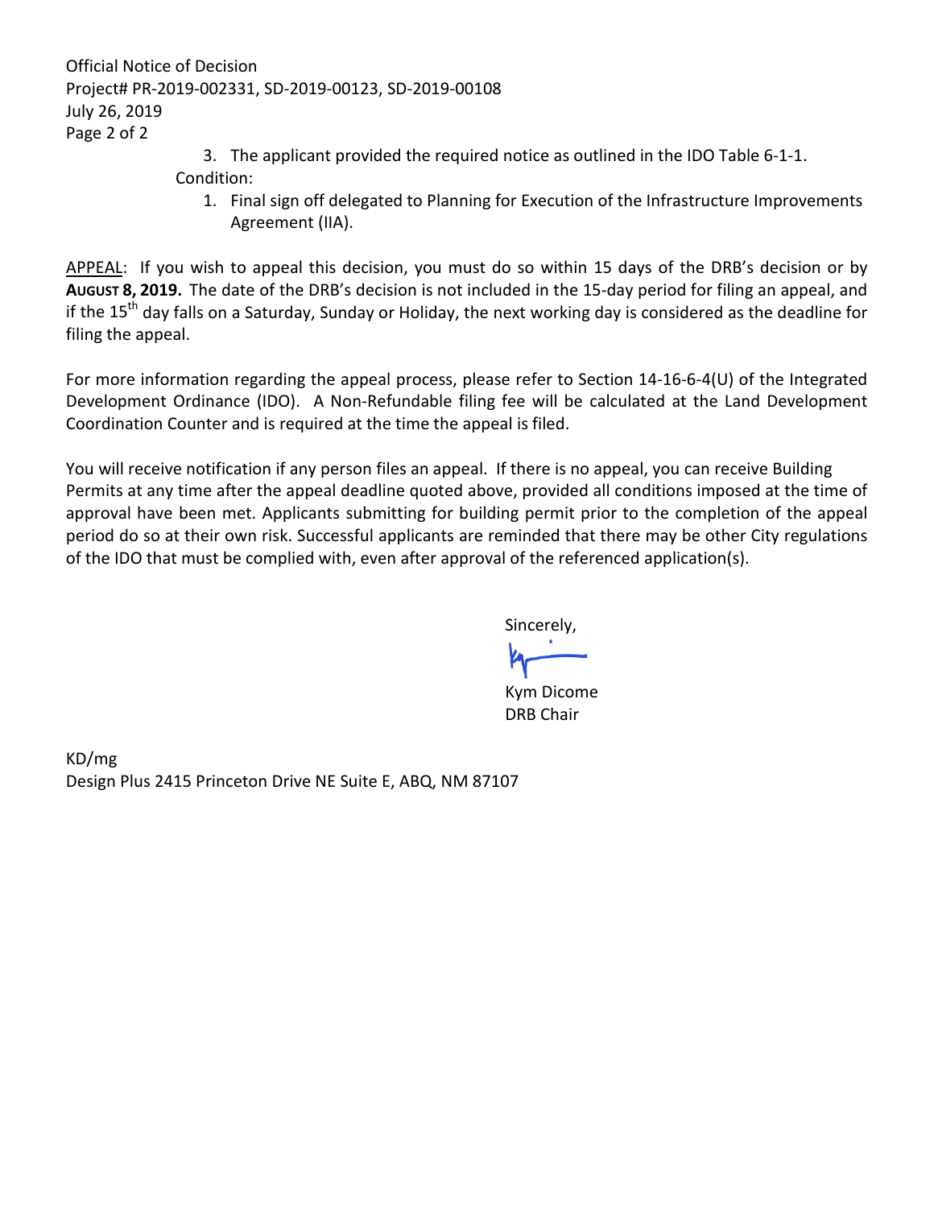3. The applicant provided the required notice as outlined in the IDO Table 6-1-1.

Condition:

1. Final sign off delegated to Planning for Execution of the Infrastructure Improvements Agreement (IIA).

APPEAL: If you wish to appeal this decision, you must do so within 15 days of the DRB's decision or by **AUGUST 8, 2019.** The date of the DRB's decision is not included in the 15-day period for filing an appeal, and if the 15th day falls on a Saturday, Sunday or Holiday, the next working day is considered as the deadline for filing the appeal.

For more information regarding the appeal process, please refer to Section 14-16-6-4(U) of the Integrated Development Ordinance (IDO). A Non-Refundable filing fee will be calculated at the Land Development Coordination Counter and is required at the time the appeal is filed.

You will receive notification if any person files an appeal. If there is no appeal, you can receive Building Permits at any time after the appeal deadline quoted above, provided all conditions imposed at the time of approval have been met. Applicants submitting for building permit prior to the completion of the appeal period do so at their own risk. Successful applicants are reminded that there may be other City regulations of the IDO that must be complied with, even after approval of the referenced application(s).

Sincerely,

Kym Dicome
DRB Chair

KD/mg
Design Plus 2415 Princeton Drive NE Suite E, ABQ, NM 87107